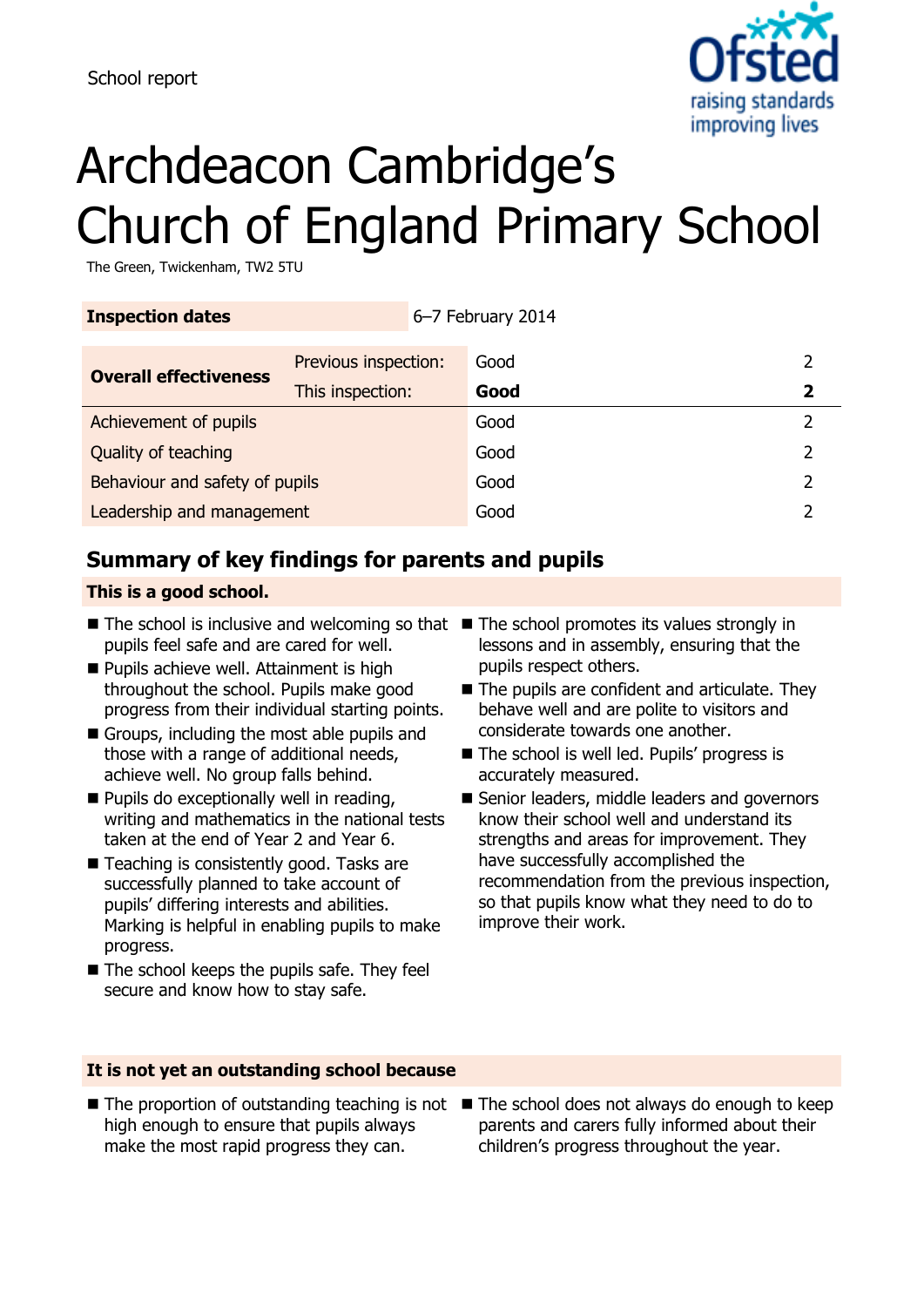School report

# Archdeacon Cambridge's Church of England Primary School

The Green, Twickenham, TW2 5TU

| Inspection dates | | 6–7 February 2014 | |
|---|---|---|---|
| **Overall effectiveness** | Previous inspection: | Good | 2 |
| | This inspection: | **Good** | **2** |
| Achievement of pupils | | Good | 2 |
| Quality of teaching | | Good | 2 |
| Behaviour and safety of pupils | | Good | 2 |
| Leadership and management | | Good | 2 |

## Summary of key findings for parents and pupils

**This is a good school.**

- The school is inclusive and welcoming so that pupils feel safe and are cared for well.
- Pupils achieve well. Attainment is high throughout the school. Pupils make good progress from their individual starting points.
- Groups, including the most able pupils and those with a range of additional needs, achieve well. No group falls behind.
- Pupils do exceptionally well in reading, writing and mathematics in the national tests taken at the end of Year 2 and Year 6.
- Teaching is consistently good. Tasks are successfully planned to take account of pupils' differing interests and abilities. Marking is helpful in enabling pupils to make progress.
- The school keeps the pupils safe. They feel secure and know how to stay safe.
- The school promotes its values strongly in lessons and in assembly, ensuring that the pupils respect others.
- The pupils are confident and articulate. They behave well and are polite to visitors and considerate towards one another.
- The school is well led. Pupils' progress is accurately measured.
- Senior leaders, middle leaders and governors know their school well and understand its strengths and areas for improvement. They have successfully accomplished the recommendation from the previous inspection, so that pupils know what they need to do to improve their work.

**It is not yet an outstanding school because**

- The proportion of outstanding teaching is not high enough to ensure that pupils always make the most rapid progress they can.
- The school does not always do enough to keep parents and carers fully informed about their children's progress throughout the year.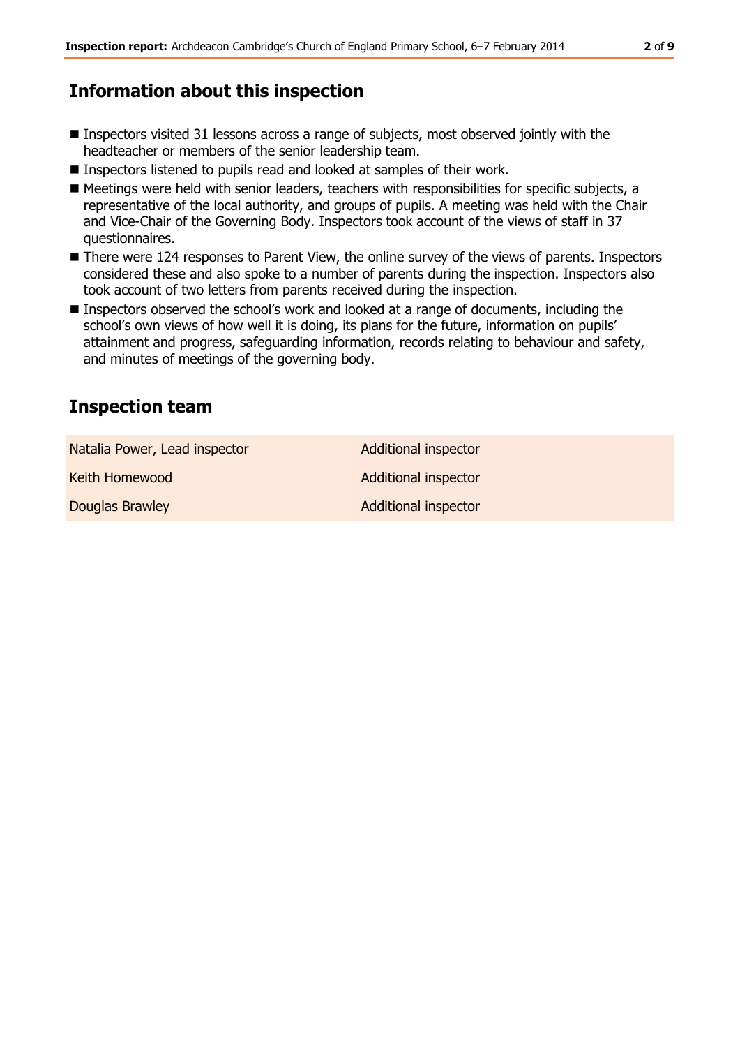## Information about this inspection

- Inspectors visited 31 lessons across a range of subjects, most observed jointly with the headteacher or members of the senior leadership team.
- Inspectors listened to pupils read and looked at samples of their work.
- Meetings were held with senior leaders, teachers with responsibilities for specific subjects, a representative of the local authority, and groups of pupils. A meeting was held with the Chair and Vice-Chair of the Governing Body. Inspectors took account of the views of staff in 37 questionnaires.
- There were 124 responses to Parent View, the online survey of the views of parents. Inspectors considered these and also spoke to a number of parents during the inspection. Inspectors also took account of two letters from parents received during the inspection.
- Inspectors observed the school's work and looked at a range of documents, including the school's own views of how well it is doing, its plans for the future, information on pupils' attainment and progress, safeguarding information, records relating to behaviour and safety, and minutes of meetings of the governing body.

## Inspection team

| | |
|---|---|
| Natalia Power, Lead inspector | Additional inspector |
| Keith Homewood | Additional inspector |
| Douglas Brawley | Additional inspector |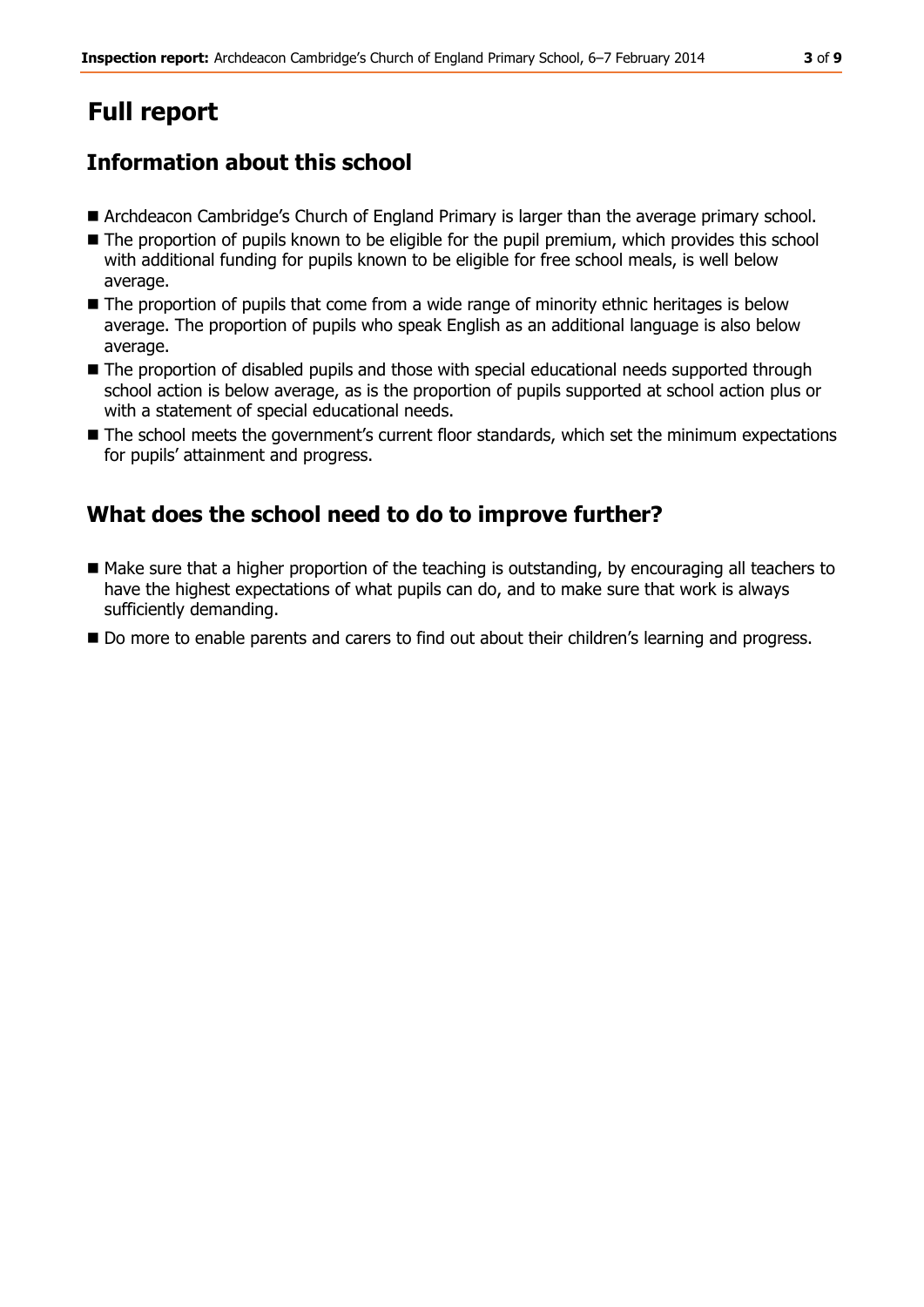# Full report

## Information about this school

- Archdeacon Cambridge's Church of England Primary is larger than the average primary school.
- The proportion of pupils known to be eligible for the pupil premium, which provides this school with additional funding for pupils known to be eligible for free school meals, is well below average.
- The proportion of pupils that come from a wide range of minority ethnic heritages is below average. The proportion of pupils who speak English as an additional language is also below average.
- The proportion of disabled pupils and those with special educational needs supported through school action is below average, as is the proportion of pupils supported at school action plus or with a statement of special educational needs.
- The school meets the government's current floor standards, which set the minimum expectations for pupils' attainment and progress.

## What does the school need to do to improve further?

- Make sure that a higher proportion of the teaching is outstanding, by encouraging all teachers to have the highest expectations of what pupils can do, and to make sure that work is always sufficiently demanding.
- Do more to enable parents and carers to find out about their children's learning and progress.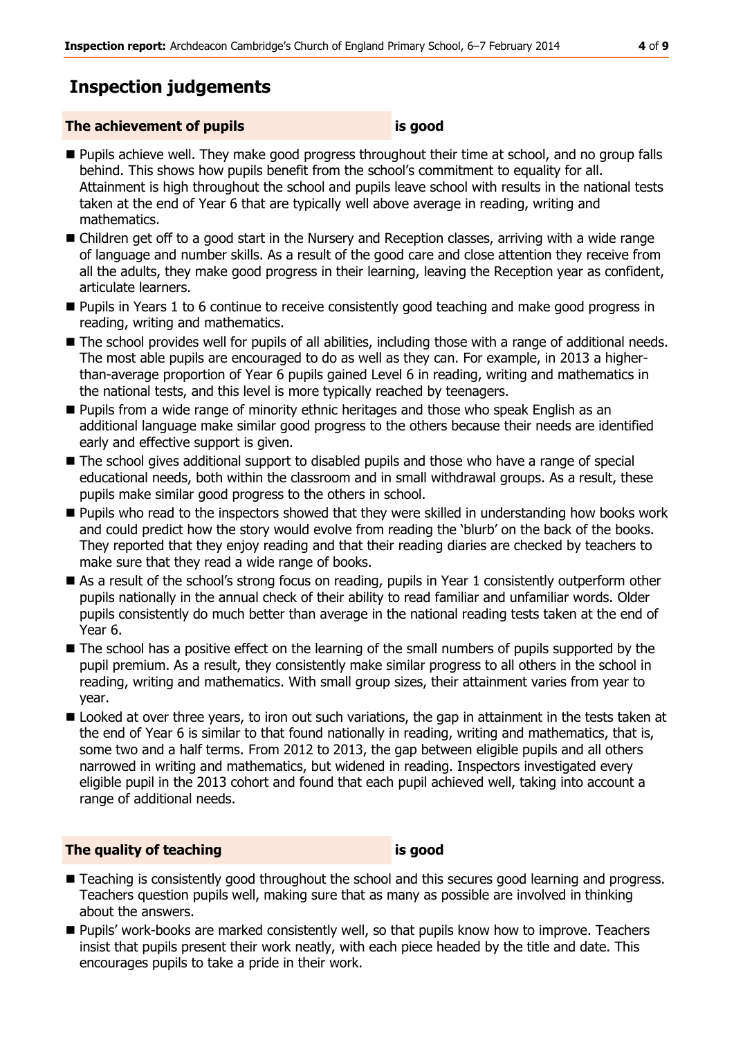# Inspection judgements

## The achievement of pupils is good

- Pupils achieve well. They make good progress throughout their time at school, and no group falls behind. This shows how pupils benefit from the school's commitment to equality for all. Attainment is high throughout the school and pupils leave school with results in the national tests taken at the end of Year 6 that are typically well above average in reading, writing and mathematics.
- Children get off to a good start in the Nursery and Reception classes, arriving with a wide range of language and number skills. As a result of the good care and close attention they receive from all the adults, they make good progress in their learning, leaving the Reception year as confident, articulate learners.
- Pupils in Years 1 to 6 continue to receive consistently good teaching and make good progress in reading, writing and mathematics.
- The school provides well for pupils of all abilities, including those with a range of additional needs. The most able pupils are encouraged to do as well as they can. For example, in 2013 a higher-than-average proportion of Year 6 pupils gained Level 6 in reading, writing and mathematics in the national tests, and this level is more typically reached by teenagers.
- Pupils from a wide range of minority ethnic heritages and those who speak English as an additional language make similar good progress to the others because their needs are identified early and effective support is given.
- The school gives additional support to disabled pupils and those who have a range of special educational needs, both within the classroom and in small withdrawal groups. As a result, these pupils make similar good progress to the others in school.
- Pupils who read to the inspectors showed that they were skilled in understanding how books work and could predict how the story would evolve from reading the 'blurb' on the back of the books. They reported that they enjoy reading and that their reading diaries are checked by teachers to make sure that they read a wide range of books.
- As a result of the school's strong focus on reading, pupils in Year 1 consistently outperform other pupils nationally in the annual check of their ability to read familiar and unfamiliar words. Older pupils consistently do much better than average in the national reading tests taken at the end of Year 6.
- The school has a positive effect on the learning of the small numbers of pupils supported by the pupil premium. As a result, they consistently make similar progress to all others in the school in reading, writing and mathematics. With small group sizes, their attainment varies from year to year.
- Looked at over three years, to iron out such variations, the gap in attainment in the tests taken at the end of Year 6 is similar to that found nationally in reading, writing and mathematics, that is, some two and a half terms. From 2012 to 2013, the gap between eligible pupils and all others narrowed in writing and mathematics, but widened in reading. Inspectors investigated every eligible pupil in the 2013 cohort and found that each pupil achieved well, taking into account a range of additional needs.

## The quality of teaching is good

- Teaching is consistently good throughout the school and this secures good learning and progress. Teachers question pupils well, making sure that as many as possible are involved in thinking about the answers.
- Pupils' work-books are marked consistently well, so that pupils know how to improve. Teachers insist that pupils present their work neatly, with each piece headed by the title and date. This encourages pupils to take a pride in their work.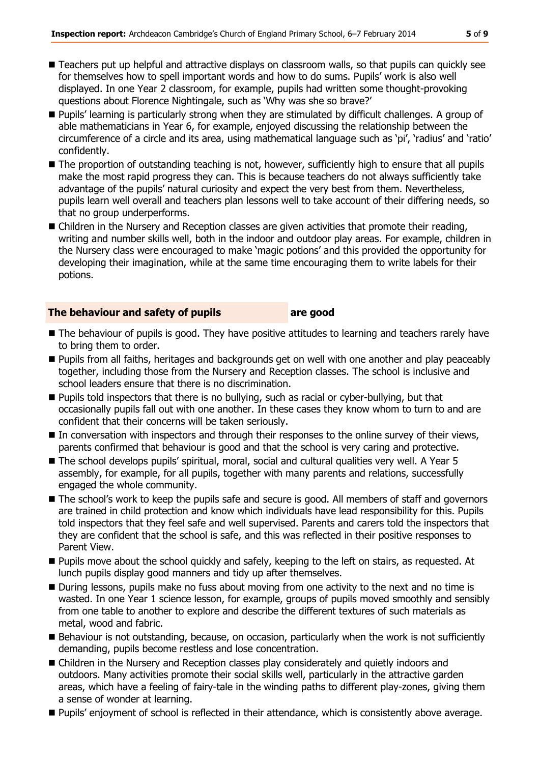- Teachers put up helpful and attractive displays on classroom walls, so that pupils can quickly see for themselves how to spell important words and how to do sums. Pupils' work is also well displayed. In one Year 2 classroom, for example, pupils had written some thought-provoking questions about Florence Nightingale, such as 'Why was she so brave?'
- Pupils' learning is particularly strong when they are stimulated by difficult challenges. A group of able mathematicians in Year 6, for example, enjoyed discussing the relationship between the circumference of a circle and its area, using mathematical language such as 'pi', 'radius' and 'ratio' confidently.
- The proportion of outstanding teaching is not, however, sufficiently high to ensure that all pupils make the most rapid progress they can. This is because teachers do not always sufficiently take advantage of the pupils' natural curiosity and expect the very best from them. Nevertheless, pupils learn well overall and teachers plan lessons well to take account of their differing needs, so that no group underperforms.
- Children in the Nursery and Reception classes are given activities that promote their reading, writing and number skills well, both in the indoor and outdoor play areas. For example, children in the Nursery class were encouraged to make 'magic potions' and this provided the opportunity for developing their imagination, while at the same time encouraging them to write labels for their potions.

## The behaviour and safety of pupils are good

- The behaviour of pupils is good. They have positive attitudes to learning and teachers rarely have to bring them to order.
- Pupils from all faiths, heritages and backgrounds get on well with one another and play peaceably together, including those from the Nursery and Reception classes. The school is inclusive and school leaders ensure that there is no discrimination.
- Pupils told inspectors that there is no bullying, such as racial or cyber-bullying, but that occasionally pupils fall out with one another. In these cases they know whom to turn to and are confident that their concerns will be taken seriously.
- In conversation with inspectors and through their responses to the online survey of their views, parents confirmed that behaviour is good and that the school is very caring and protective.
- The school develops pupils' spiritual, moral, social and cultural qualities very well. A Year 5 assembly, for example, for all pupils, together with many parents and relations, successfully engaged the whole community.
- The school's work to keep the pupils safe and secure is good. All members of staff and governors are trained in child protection and know which individuals have lead responsibility for this. Pupils told inspectors that they feel safe and well supervised. Parents and carers told the inspectors that they are confident that the school is safe, and this was reflected in their positive responses to Parent View.
- Pupils move about the school quickly and safely, keeping to the left on stairs, as requested. At lunch pupils display good manners and tidy up after themselves.
- During lessons, pupils make no fuss about moving from one activity to the next and no time is wasted. In one Year 1 science lesson, for example, groups of pupils moved smoothly and sensibly from one table to another to explore and describe the different textures of such materials as metal, wood and fabric.
- Behaviour is not outstanding, because, on occasion, particularly when the work is not sufficiently demanding, pupils become restless and lose concentration.
- Children in the Nursery and Reception classes play considerately and quietly indoors and outdoors. Many activities promote their social skills well, particularly in the attractive garden areas, which have a feeling of fairy-tale in the winding paths to different play-zones, giving them a sense of wonder at learning.
- Pupils' enjoyment of school is reflected in their attendance, which is consistently above average.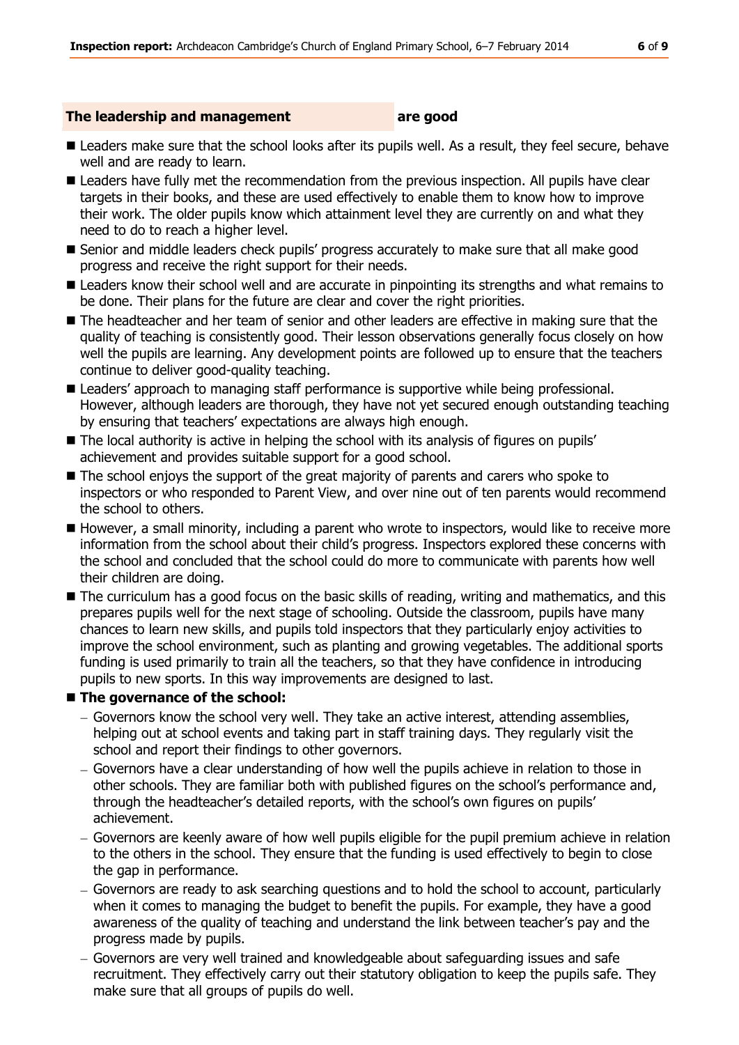## The leadership and management are good

- Leaders make sure that the school looks after its pupils well. As a result, they feel secure, behave well and are ready to learn.
- Leaders have fully met the recommendation from the previous inspection. All pupils have clear targets in their books, and these are used effectively to enable them to know how to improve their work. The older pupils know which attainment level they are currently on and what they need to do to reach a higher level.
- Senior and middle leaders check pupils' progress accurately to make sure that all make good progress and receive the right support for their needs.
- Leaders know their school well and are accurate in pinpointing its strengths and what remains to be done. Their plans for the future are clear and cover the right priorities.
- The headteacher and her team of senior and other leaders are effective in making sure that the quality of teaching is consistently good. Their lesson observations generally focus closely on how well the pupils are learning. Any development points are followed up to ensure that the teachers continue to deliver good-quality teaching.
- Leaders' approach to managing staff performance is supportive while being professional. However, although leaders are thorough, they have not yet secured enough outstanding teaching by ensuring that teachers' expectations are always high enough.
- The local authority is active in helping the school with its analysis of figures on pupils' achievement and provides suitable support for a good school.
- The school enjoys the support of the great majority of parents and carers who spoke to inspectors or who responded to Parent View, and over nine out of ten parents would recommend the school to others.
- However, a small minority, including a parent who wrote to inspectors, would like to receive more information from the school about their child's progress. Inspectors explored these concerns with the school and concluded that the school could do more to communicate with parents how well their children are doing.
- The curriculum has a good focus on the basic skills of reading, writing and mathematics, and this prepares pupils well for the next stage of schooling. Outside the classroom, pupils have many chances to learn new skills, and pupils told inspectors that they particularly enjoy activities to improve the school environment, such as planting and growing vegetables. The additional sports funding is used primarily to train all the teachers, so that they have confidence in introducing pupils to new sports. In this way improvements are designed to last.
- **The governance of the school:**
  - Governors know the school very well. They take an active interest, attending assemblies, helping out at school events and taking part in staff training days. They regularly visit the school and report their findings to other governors.
  - Governors have a clear understanding of how well the pupils achieve in relation to those in other schools. They are familiar both with published figures on the school's performance and, through the headteacher's detailed reports, with the school's own figures on pupils' achievement.
  - Governors are keenly aware of how well pupils eligible for the pupil premium achieve in relation to the others in the school. They ensure that the funding is used effectively to begin to close the gap in performance.
  - Governors are ready to ask searching questions and to hold the school to account, particularly when it comes to managing the budget to benefit the pupils. For example, they have a good awareness of the quality of teaching and understand the link between teacher's pay and the progress made by pupils.
  - Governors are very well trained and knowledgeable about safeguarding issues and safe recruitment. They effectively carry out their statutory obligation to keep the pupils safe. They make sure that all groups of pupils do well.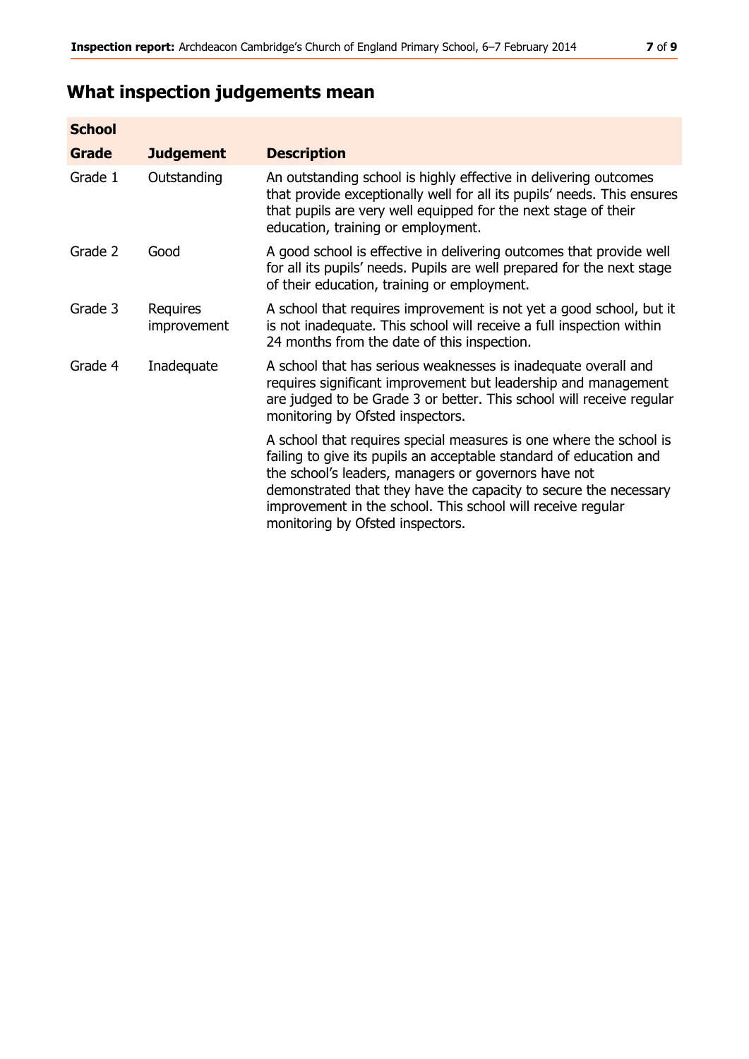## What inspection judgements mean

| School Grade | Judgement | Description |
|---|---|---|
| Grade 1 | Outstanding | An outstanding school is highly effective in delivering outcomes that provide exceptionally well for all its pupils' needs. This ensures that pupils are very well equipped for the next stage of their education, training or employment. |
| Grade 2 | Good | A good school is effective in delivering outcomes that provide well for all its pupils' needs. Pupils are well prepared for the next stage of their education, training or employment. |
| Grade 3 | Requires improvement | A school that requires improvement is not yet a good school, but it is not inadequate. This school will receive a full inspection within 24 months from the date of this inspection. |
| Grade 4 | Inadequate | A school that has serious weaknesses is inadequate overall and requires significant improvement but leadership and management are judged to be Grade 3 or better. This school will receive regular monitoring by Ofsted inspectors. |
| | | A school that requires special measures is one where the school is failing to give its pupils an acceptable standard of education and the school's leaders, managers or governors have not demonstrated that they have the capacity to secure the necessary improvement in the school. This school will receive regular monitoring by Ofsted inspectors. |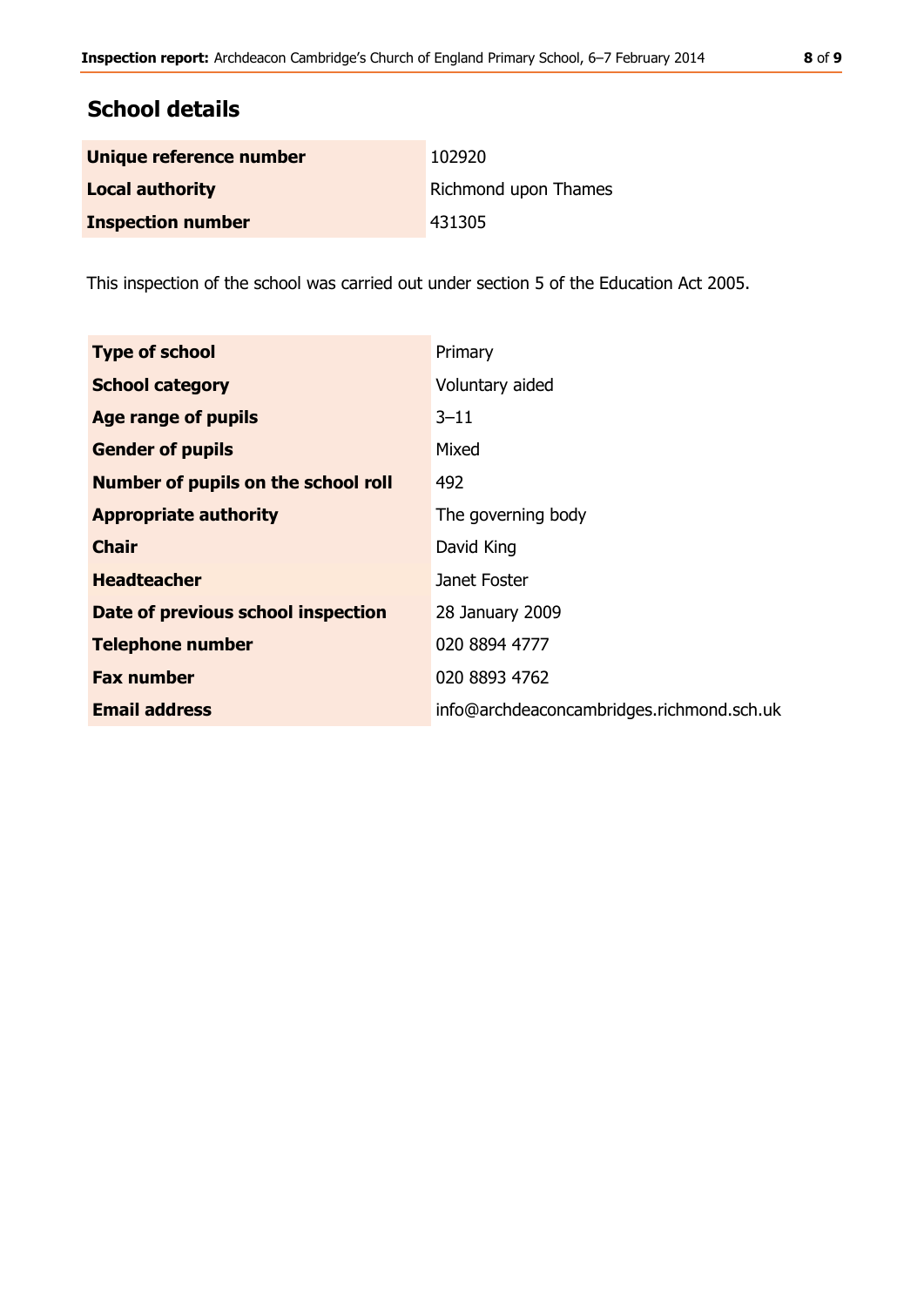## School details

| | |
|---|---|
| **Unique reference number** | 102920 |
| **Local authority** | Richmond upon Thames |
| **Inspection number** | 431305 |

This inspection of the school was carried out under section 5 of the Education Act 2005.

| | |
|---|---|
| **Type of school** | Primary |
| **School category** | Voluntary aided |
| **Age range of pupils** | 3–11 |
| **Gender of pupils** | Mixed |
| **Number of pupils on the school roll** | 492 |
| **Appropriate authority** | The governing body |
| **Chair** | David King |
| **Headteacher** | Janet Foster |
| **Date of previous school inspection** | 28 January 2009 |
| **Telephone number** | 020 8894 4777 |
| **Fax number** | 020 8893 4762 |
| **Email address** | info@archdeaconcambridges.richmond.sch.uk |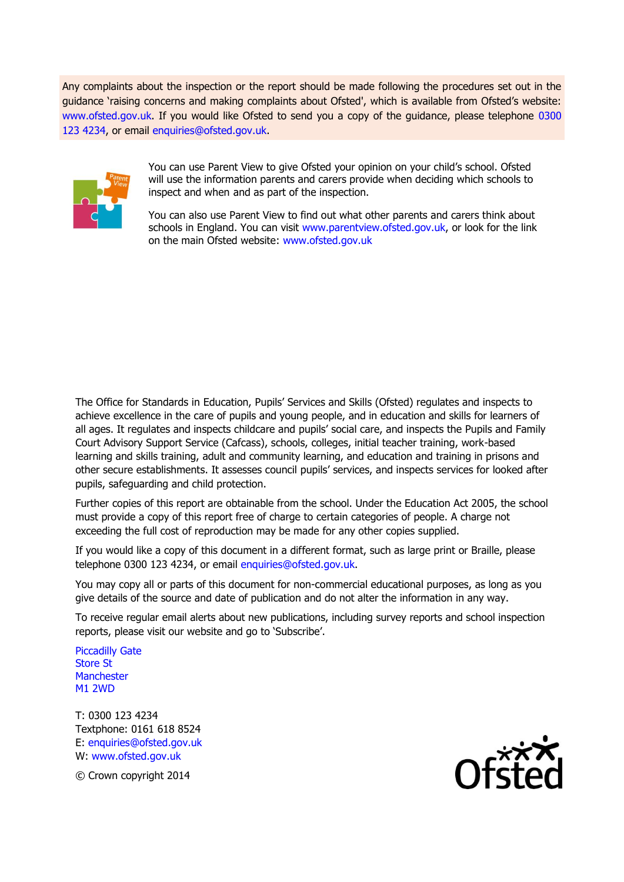Any complaints about the inspection or the report should be made following the procedures set out in the guidance 'raising concerns and making complaints about Ofsted', which is available from Ofsted's website: www.ofsted.gov.uk. If you would like Ofsted to send you a copy of the guidance, please telephone 0300 123 4234, or email enquiries@ofsted.gov.uk.

You can use Parent View to give Ofsted your opinion on your child's school. Ofsted will use the information parents and carers provide when deciding which schools to inspect and when and as part of the inspection.

You can also use Parent View to find out what other parents and carers think about schools in England. You can visit www.parentview.ofsted.gov.uk, or look for the link on the main Ofsted website: www.ofsted.gov.uk

The Office for Standards in Education, Pupils' Services and Skills (Ofsted) regulates and inspects to achieve excellence in the care of pupils and young people, and in education and skills for learners of all ages. It regulates and inspects childcare and pupils' social care, and inspects the Pupils and Family Court Advisory Support Service (Cafcass), schools, colleges, initial teacher training, work-based learning and skills training, adult and community learning, and education and training in prisons and other secure establishments. It assesses council pupils' services, and inspects services for looked after pupils, safeguarding and child protection.

Further copies of this report are obtainable from the school. Under the Education Act 2005, the school must provide a copy of this report free of charge to certain categories of people. A charge not exceeding the full cost of reproduction may be made for any other copies supplied.

If you would like a copy of this document in a different format, such as large print or Braille, please telephone 0300 123 4234, or email enquiries@ofsted.gov.uk.

You may copy all or parts of this document for non-commercial educational purposes, as long as you give details of the source and date of publication and do not alter the information in any way.

To receive regular email alerts about new publications, including survey reports and school inspection reports, please visit our website and go to 'Subscribe'.

Piccadilly Gate
Store St
Manchester
M1 2WD

T: 0300 123 4234
Textphone: 0161 618 8524
E: enquiries@ofsted.gov.uk
W: www.ofsted.gov.uk

© Crown copyright 2014